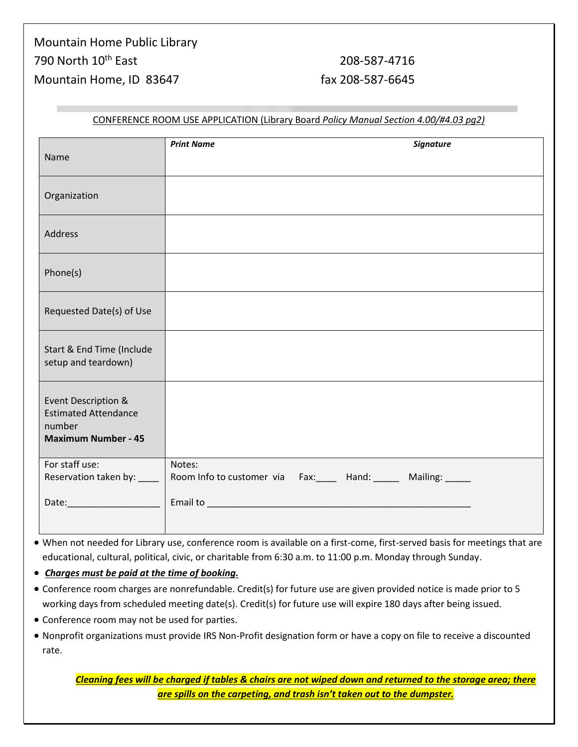Mountain Home Public Library
790 North 10th East
Mountain Home, ID 83647

208-587-4716
fax 208-587-6645

CONFERENCE ROOM USE APPLICATION (Library Board *Policy Manual Section 4.00/#4.03 pg2)*

| | |
|---|---|
| Name | ***Print Name*** ***Signature*** |
| Organization | |
| Address | |
| Phone(s) | |
| Requested Date(s) of Use | |
| Start & End Time (Include setup and teardown) | |
| Event Description & Estimated Attendance number **Maximum Number - 45** | |
| For staff use: Reservation taken by: ____ Date:__________________ | Notes: Room Info to customer via Fax:____ Hand: _____ Mailing: _____ Email to ____________________________________________________ |

- When not needed for Library use, conference room is available on a first-come, first-served basis for meetings that are educational, cultural, political, civic, or charitable from 6:30 a.m. to 11:00 p.m. Monday through Sunday.
- ***Charges must be paid at the time of booking.***
- Conference room charges are nonrefundable. Credit(s) for future use are given provided notice is made prior to 5 working days from scheduled meeting date(s). Credit(s) for future use will expire 180 days after being issued.
- Conference room may not be used for parties.
- Nonprofit organizations must provide IRS Non-Profit designation form or have a copy on file to receive a discounted rate.

***Cleaning fees will be charged if tables & chairs are not wiped down and returned to the storage area; there are spills on the carpeting, and trash isn't taken out to the dumpster.***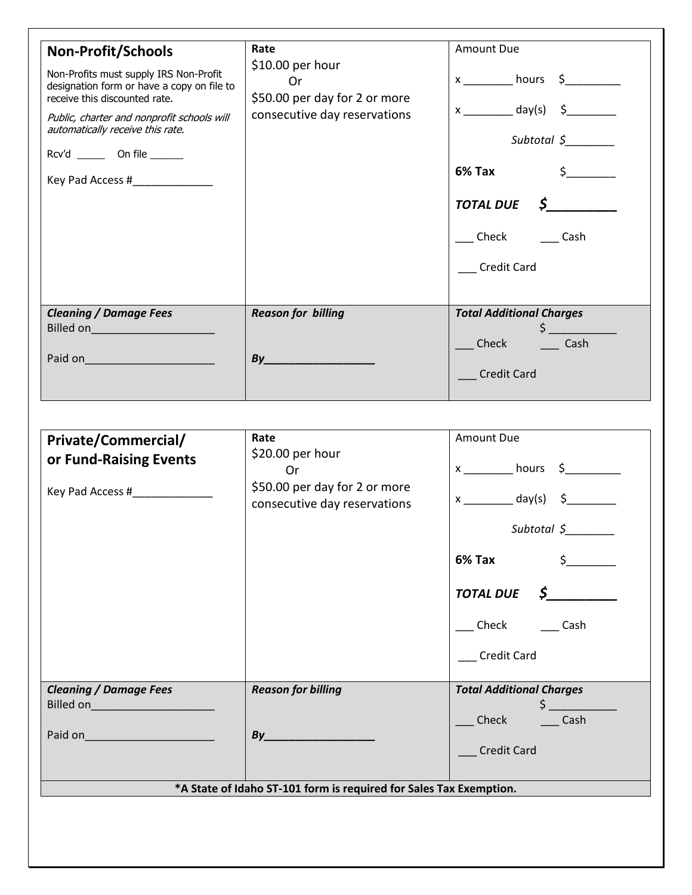| **Non-Profit/Schools** | **Rate** | Amount Due |
|---|---|---|
| Non-Profits must supply IRS Non-Profit designation form or have a copy on file to receive this discounted rate.<br><br>*Public, charter and nonprofit schools will automatically receive this rate.*<br><br>Rcv'd _____ On file ______<br><br>Key Pad Access #_____________ | $10.00 per hour<br>Or<br>$50.00 per day for 2 or more consecutive day reservations | x ________ hours $_________<br><br>x ________ day(s) $________<br><br>*Subtotal $________*<br><br>**6% Tax** $________<br><br>***TOTAL DUE $_________***<br><br>___ Check ___ Cash<br><br>___ Credit Card |
| ***Cleaning / Damage Fees***<br>Billed on____________________<br><br>Paid on_____________________ | ***Reason for billing***<br><br>***By_________________*** | ***Total Additional Charges***<br>$ ___________<br>___ Check ___ Cash<br><br>___ Credit Card |

| **Private/Commercial/ or Fund-Raising Events** | **Rate** | Amount Due |
|---|---|---|
| Key Pad Access #_____________ | $20.00 per hour<br>Or<br>$50.00 per day for 2 or more consecutive day reservations | x ________ hours $_________<br><br>x ________ day(s) $________<br><br>*Subtotal $________*<br><br>**6% Tax** $________<br><br>***TOTAL DUE $_________***<br><br>___ Check ___ Cash<br><br>___ Credit Card |
| ***Cleaning / Damage Fees***<br>Billed on____________________<br><br>Paid on_____________________ | ***Reason for billing***<br><br>***By_________________*** | ***Total Additional Charges***<br>$ ___________<br>___ Check ___ Cash<br><br>___ Credit Card |
| **\*A State of Idaho ST-101 form is required for Sales Tax Exemption.** | | |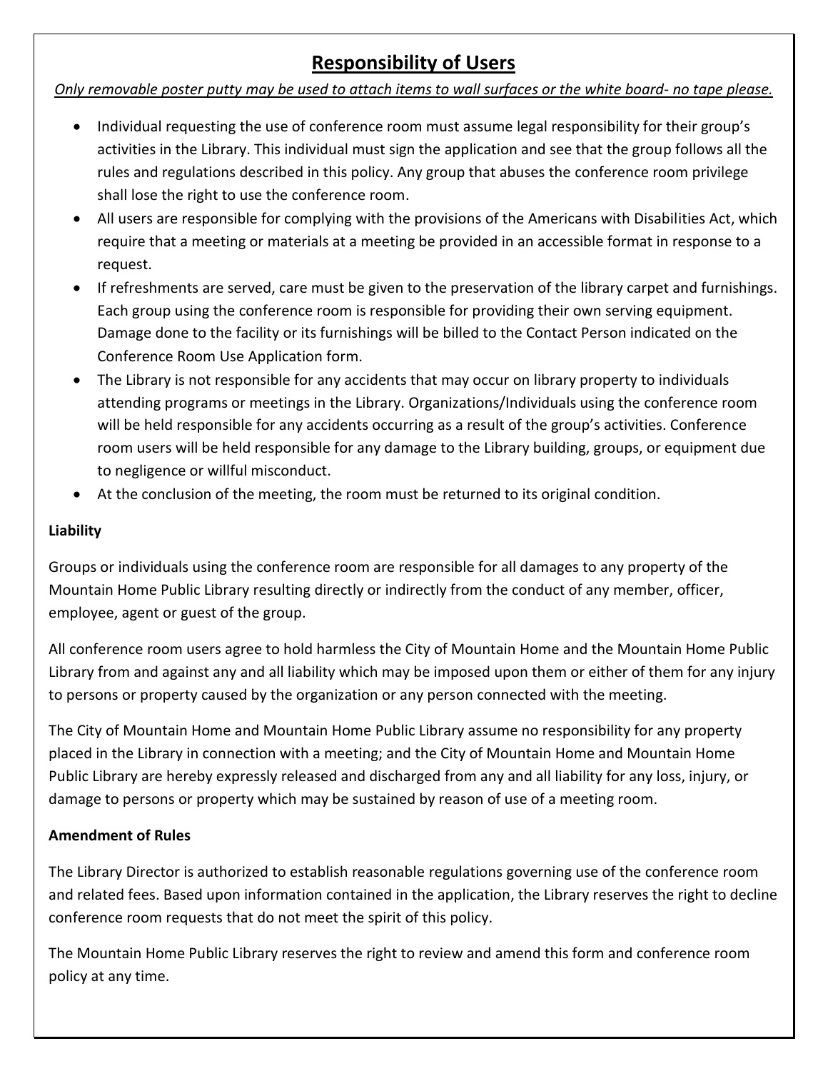## **Responsibility of Users**

*Only removable poster putty may be used to attach items to wall surfaces or the white board- no tape please.*

- Individual requesting the use of conference room must assume legal responsibility for their group's activities in the Library. This individual must sign the application and see that the group follows all the rules and regulations described in this policy. Any group that abuses the conference room privilege shall lose the right to use the conference room.
- All users are responsible for complying with the provisions of the Americans with Disabilities Act, which require that a meeting or materials at a meeting be provided in an accessible format in response to a request.
- If refreshments are served, care must be given to the preservation of the library carpet and furnishings. Each group using the conference room is responsible for providing their own serving equipment. Damage done to the facility or its furnishings will be billed to the Contact Person indicated on the Conference Room Use Application form.
- The Library is not responsible for any accidents that may occur on library property to individuals attending programs or meetings in the Library. Organizations/Individuals using the conference room will be held responsible for any accidents occurring as a result of the group's activities. Conference room users will be held responsible for any damage to the Library building, groups, or equipment due to negligence or willful misconduct.
- At the conclusion of the meeting, the room must be returned to its original condition.

**Liability**

Groups or individuals using the conference room are responsible for all damages to any property of the Mountain Home Public Library resulting directly or indirectly from the conduct of any member, officer, employee, agent or guest of the group.

All conference room users agree to hold harmless the City of Mountain Home and the Mountain Home Public Library from and against any and all liability which may be imposed upon them or either of them for any injury to persons or property caused by the organization or any person connected with the meeting.

The City of Mountain Home and Mountain Home Public Library assume no responsibility for any property placed in the Library in connection with a meeting; and the City of Mountain Home and Mountain Home Public Library are hereby expressly released and discharged from any and all liability for any loss, injury, or damage to persons or property which may be sustained by reason of use of a meeting room.

**Amendment of Rules**

The Library Director is authorized to establish reasonable regulations governing use of the conference room and related fees. Based upon information contained in the application, the Library reserves the right to decline conference room requests that do not meet the spirit of this policy.

The Mountain Home Public Library reserves the right to review and amend this form and conference room policy at any time.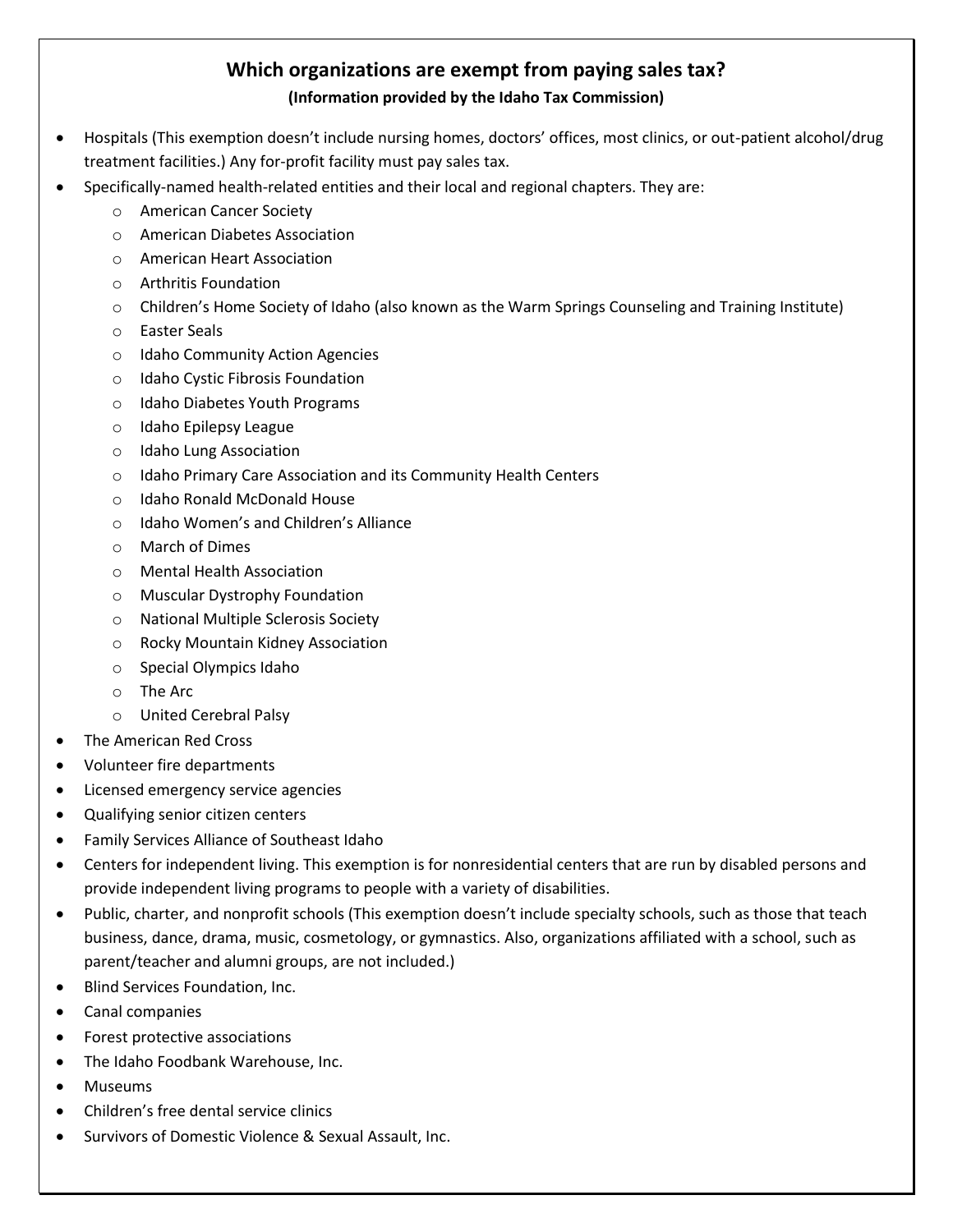## Which organizations are exempt from paying sales tax?

**(Information provided by the Idaho Tax Commission)**

- Hospitals (This exemption doesn't include nursing homes, doctors' offices, most clinics, or out-patient alcohol/drug treatment facilities.) Any for-profit facility must pay sales tax.
- Specifically-named health-related entities and their local and regional chapters. They are:
  - American Cancer Society
  - American Diabetes Association
  - American Heart Association
  - Arthritis Foundation
  - Children's Home Society of Idaho (also known as the Warm Springs Counseling and Training Institute)
  - Easter Seals
  - Idaho Community Action Agencies
  - Idaho Cystic Fibrosis Foundation
  - Idaho Diabetes Youth Programs
  - Idaho Epilepsy League
  - Idaho Lung Association
  - Idaho Primary Care Association and its Community Health Centers
  - Idaho Ronald McDonald House
  - Idaho Women's and Children's Alliance
  - March of Dimes
  - Mental Health Association
  - Muscular Dystrophy Foundation
  - National Multiple Sclerosis Society
  - Rocky Mountain Kidney Association
  - Special Olympics Idaho
  - The Arc
  - United Cerebral Palsy
- The American Red Cross
- Volunteer fire departments
- Licensed emergency service agencies
- Qualifying senior citizen centers
- Family Services Alliance of Southeast Idaho
- Centers for independent living. This exemption is for nonresidential centers that are run by disabled persons and provide independent living programs to people with a variety of disabilities.
- Public, charter, and nonprofit schools (This exemption doesn't include specialty schools, such as those that teach business, dance, drama, music, cosmetology, or gymnastics. Also, organizations affiliated with a school, such as parent/teacher and alumni groups, are not included.)
- Blind Services Foundation, Inc.
- Canal companies
- Forest protective associations
- The Idaho Foodbank Warehouse, Inc.
- Museums
- Children's free dental service clinics
- Survivors of Domestic Violence & Sexual Assault, Inc.